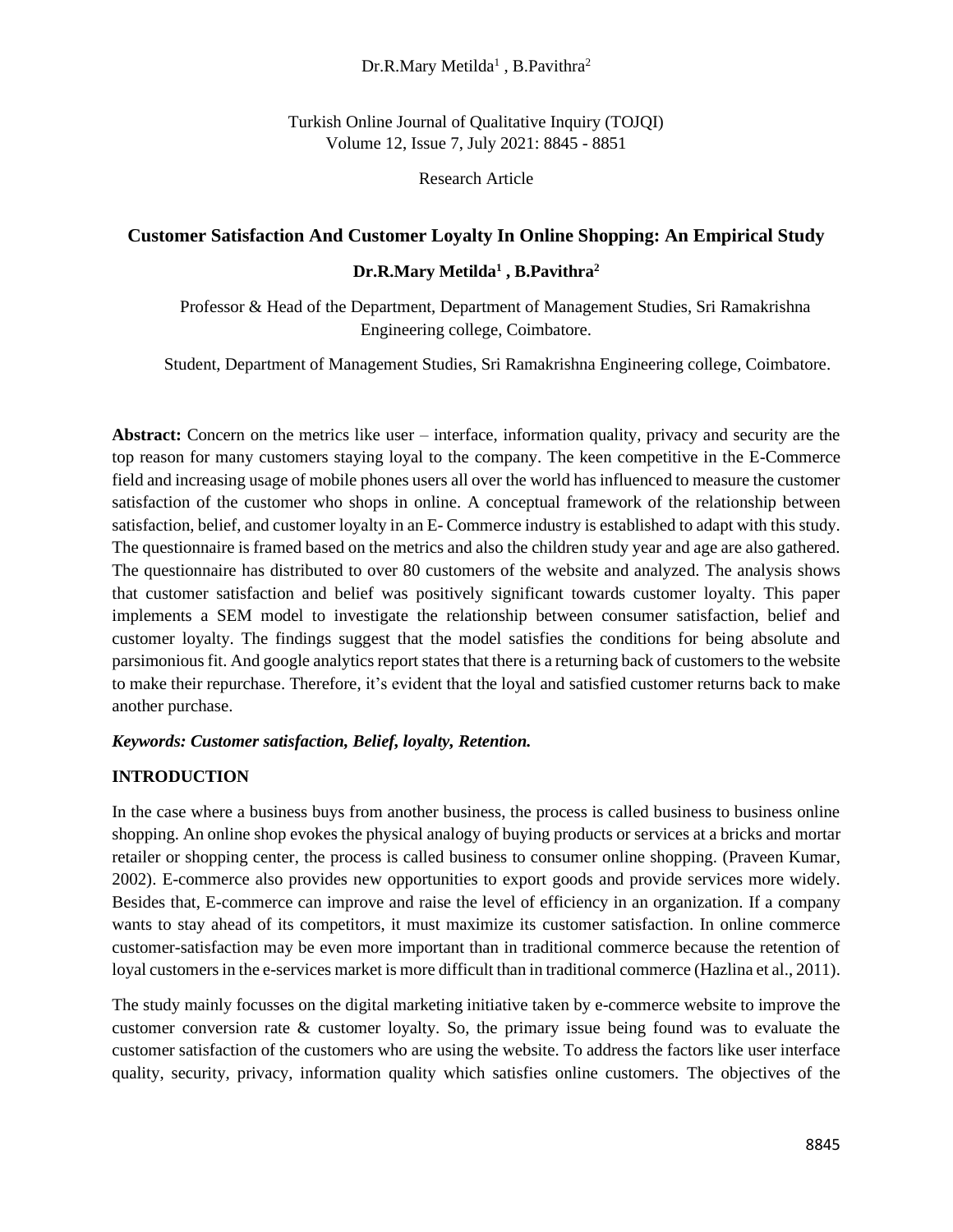Research Article

# Customer Satisfaction And Customer Loyalty In Online Shopping: An Empirical Study

**Dr.R.Mary Metilda[1] , B.Pavithra[2]**

Professor & Head of the Department, Department of Management Studies, Sri Ramakrishna Engineering college, Coimbatore.

Student, Department of Management Studies, Sri Ramakrishna Engineering college, Coimbatore.

**Abstract:** Concern on the metrics like user – interface, information quality, privacy and security are the top reason for many customers staying loyal to the company. The keen competitive in the E-Commerce field and increasing usage of mobile phones users all over the world has influenced to measure the customer satisfaction of the customer who shops in online. A conceptual framework of the relationship between satisfaction, belief, and customer loyalty in an E- Commerce industry is established to adapt with this study. The questionnaire is framed based on the metrics and also the children study year and age are also gathered. The questionnaire has distributed to over 80 customers of the website and analyzed. The analysis shows that customer satisfaction and belief was positively significant towards customer loyalty. This paper implements a SEM model to investigate the relationship between consumer satisfaction, belief and customer loyalty. The findings suggest that the model satisfies the conditions for being absolute and parsimonious fit. And google analytics report states that there is a returning back of customers to the website to make their repurchase. Therefore, it's evident that the loyal and satisfied customer returns back to make another purchase.

***Keywords: Customer satisfaction, Belief, loyalty, Retention.***

## INTRODUCTION

In the case where a business buys from another business, the process is called business to business online shopping. An online shop evokes the physical analogy of buying products or services at a bricks and mortar retailer or shopping center, the process is called business to consumer online shopping. (Praveen Kumar, 2002). E-commerce also provides new opportunities to export goods and provide services more widely. Besides that, E-commerce can improve and raise the level of efficiency in an organization. If a company wants to stay ahead of its competitors, it must maximize its customer satisfaction. In online commerce customer-satisfaction may be even more important than in traditional commerce because the retention of loyal customers in the e-services market is more difficult than in traditional commerce (Hazlina et al., 2011).

The study mainly focusses on the digital marketing initiative taken by e-commerce website to improve the customer conversion rate & customer loyalty. So, the primary issue being found was to evaluate the customer satisfaction of the customers who are using the website. To address the factors like user interface quality, security, privacy, information quality which satisfies online customers. The objectives of the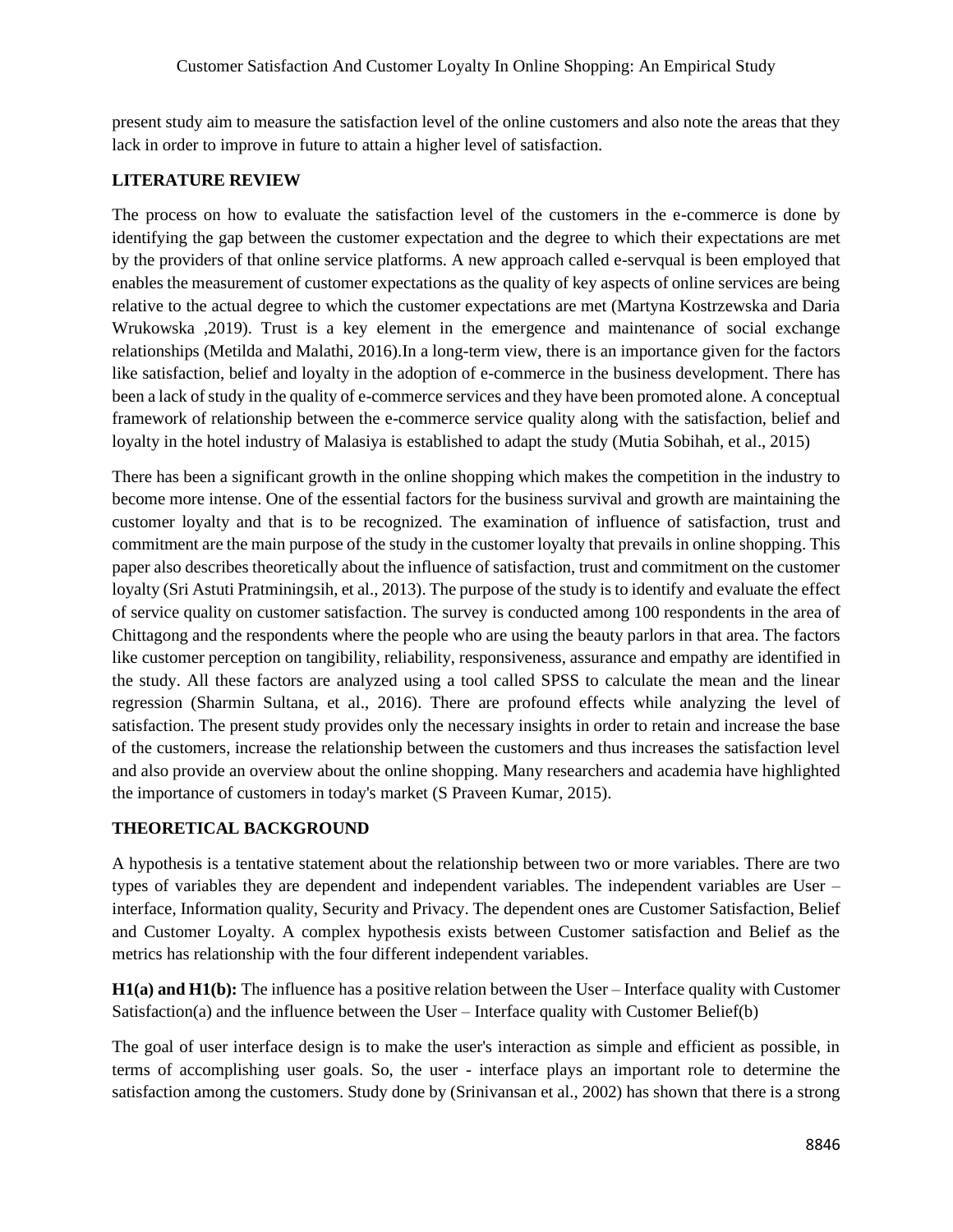present study aim to measure the satisfaction level of the online customers and also note the areas that they lack in order to improve in future to attain a higher level of satisfaction.

## LITERATURE REVIEW

The process on how to evaluate the satisfaction level of the customers in the e-commerce is done by identifying the gap between the customer expectation and the degree to which their expectations are met by the providers of that online service platforms. A new approach called e-servqual is been employed that enables the measurement of customer expectations as the quality of key aspects of online services are being relative to the actual degree to which the customer expectations are met (Martyna Kostrzewska and Daria Wrukowska ,2019). Trust is a key element in the emergence and maintenance of social exchange relationships (Metilda and Malathi, 2016).In a long-term view, there is an importance given for the factors like satisfaction, belief and loyalty in the adoption of e-commerce in the business development. There has been a lack of study in the quality of e-commerce services and they have been promoted alone. A conceptual framework of relationship between the e-commerce service quality along with the satisfaction, belief and loyalty in the hotel industry of Malasiya is established to adapt the study (Mutia Sobihah, et al., 2015)

There has been a significant growth in the online shopping which makes the competition in the industry to become more intense. One of the essential factors for the business survival and growth are maintaining the customer loyalty and that is to be recognized. The examination of influence of satisfaction, trust and commitment are the main purpose of the study in the customer loyalty that prevails in online shopping. This paper also describes theoretically about the influence of satisfaction, trust and commitment on the customer loyalty (Sri Astuti Pratminingsih, et al., 2013). The purpose of the study is to identify and evaluate the effect of service quality on customer satisfaction. The survey is conducted among 100 respondents in the area of Chittagong and the respondents where the people who are using the beauty parlors in that area. The factors like customer perception on tangibility, reliability, responsiveness, assurance and empathy are identified in the study. All these factors are analyzed using a tool called SPSS to calculate the mean and the linear regression (Sharmin Sultana, et al., 2016). There are profound effects while analyzing the level of satisfaction. The present study provides only the necessary insights in order to retain and increase the base of the customers, increase the relationship between the customers and thus increases the satisfaction level and also provide an overview about the online shopping. Many researchers and academia have highlighted the importance of customers in today's market (S Praveen Kumar, 2015).

## THEORETICAL BACKGROUND

A hypothesis is a tentative statement about the relationship between two or more variables. There are two types of variables they are dependent and independent variables. The independent variables are User – interface, Information quality, Security and Privacy. The dependent ones are Customer Satisfaction, Belief and Customer Loyalty. A complex hypothesis exists between Customer satisfaction and Belief as the metrics has relationship with the four different independent variables.

**H1(a) and H1(b):** The influence has a positive relation between the User – Interface quality with Customer Satisfaction(a) and the influence between the User – Interface quality with Customer Belief(b)

The goal of user interface design is to make the user's interaction as simple and efficient as possible, in terms of accomplishing user goals. So, the user - interface plays an important role to determine the satisfaction among the customers. Study done by (Srinivansan et al., 2002) has shown that there is a strong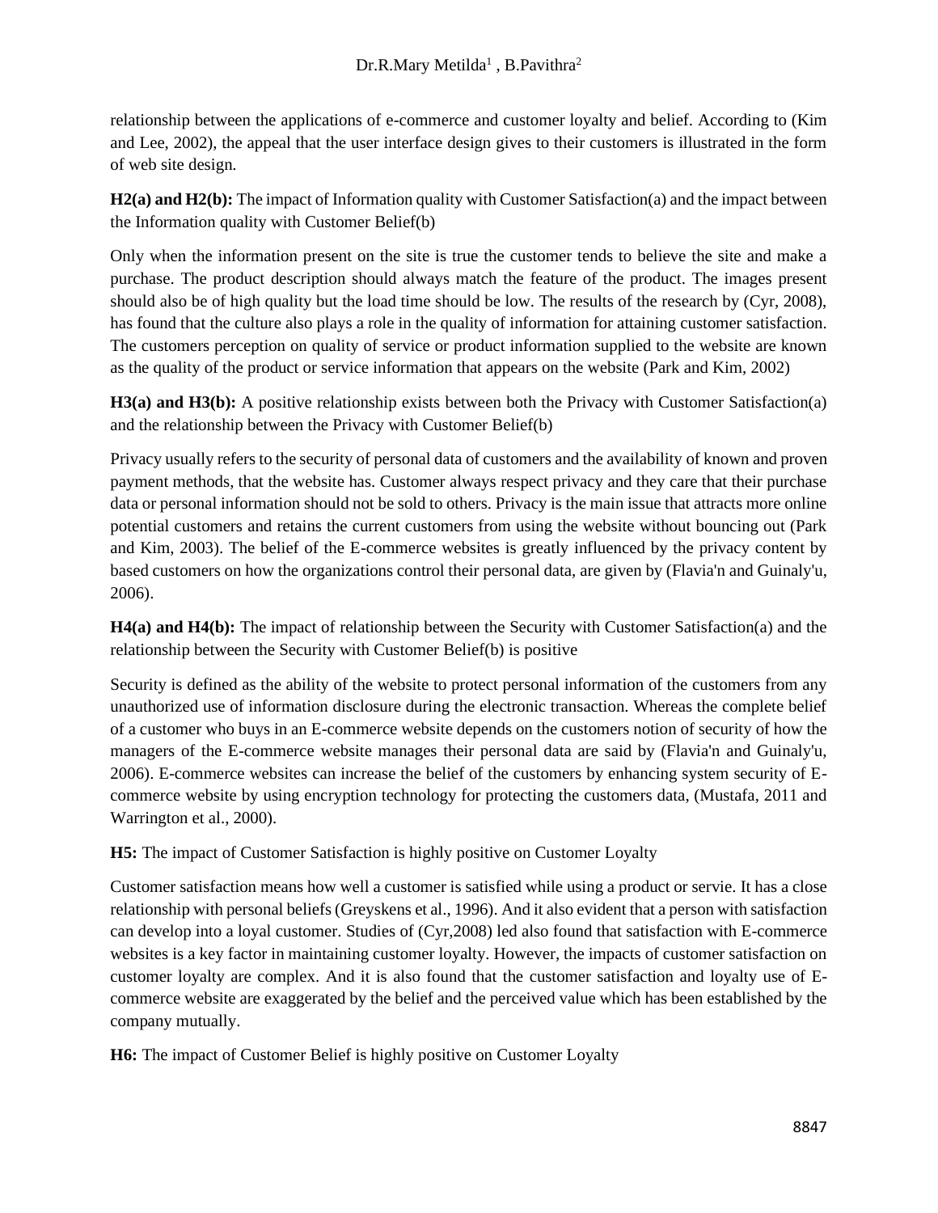relationship between the applications of e-commerce and customer loyalty and belief. According to (Kim and Lee, 2002), the appeal that the user interface design gives to their customers is illustrated in the form of web site design.

**H2(a) and H2(b):** The impact of Information quality with Customer Satisfaction(a) and the impact between the Information quality with Customer Belief(b)

Only when the information present on the site is true the customer tends to believe the site and make a purchase. The product description should always match the feature of the product. The images present should also be of high quality but the load time should be low. The results of the research by (Cyr, 2008), has found that the culture also plays a role in the quality of information for attaining customer satisfaction. The customers perception on quality of service or product information supplied to the website are known as the quality of the product or service information that appears on the website (Park and Kim, 2002)

**H3(a) and H3(b):** A positive relationship exists between both the Privacy with Customer Satisfaction(a) and the relationship between the Privacy with Customer Belief(b)

Privacy usually refers to the security of personal data of customers and the availability of known and proven payment methods, that the website has. Customer always respect privacy and they care that their purchase data or personal information should not be sold to others. Privacy is the main issue that attracts more online potential customers and retains the current customers from using the website without bouncing out (Park and Kim, 2003). The belief of the E-commerce websites is greatly influenced by the privacy content by based customers on how the organizations control their personal data, are given by (Flavia'n and Guinaly'u, 2006).

**H4(a) and H4(b):** The impact of relationship between the Security with Customer Satisfaction(a) and the relationship between the Security with Customer Belief(b) is positive

Security is defined as the ability of the website to protect personal information of the customers from any unauthorized use of information disclosure during the electronic transaction. Whereas the complete belief of a customer who buys in an E-commerce website depends on the customers notion of security of how the managers of the E-commerce website manages their personal data are said by (Flavia'n and Guinaly'u, 2006). E-commerce websites can increase the belief of the customers by enhancing system security of E-commerce website by using encryption technology for protecting the customers data, (Mustafa, 2011 and Warrington et al., 2000).

**H5:** The impact of Customer Satisfaction is highly positive on Customer Loyalty

Customer satisfaction means how well a customer is satisfied while using a product or servie. It has a close relationship with personal beliefs (Greyskens et al., 1996). And it also evident that a person with satisfaction can develop into a loyal customer. Studies of (Cyr,2008) led also found that satisfaction with E-commerce websites is a key factor in maintaining customer loyalty. However, the impacts of customer satisfaction on customer loyalty are complex. And it is also found that the customer satisfaction and loyalty use of E-commerce website are exaggerated by the belief and the perceived value which has been established by the company mutually.

**H6:** The impact of Customer Belief is highly positive on Customer Loyalty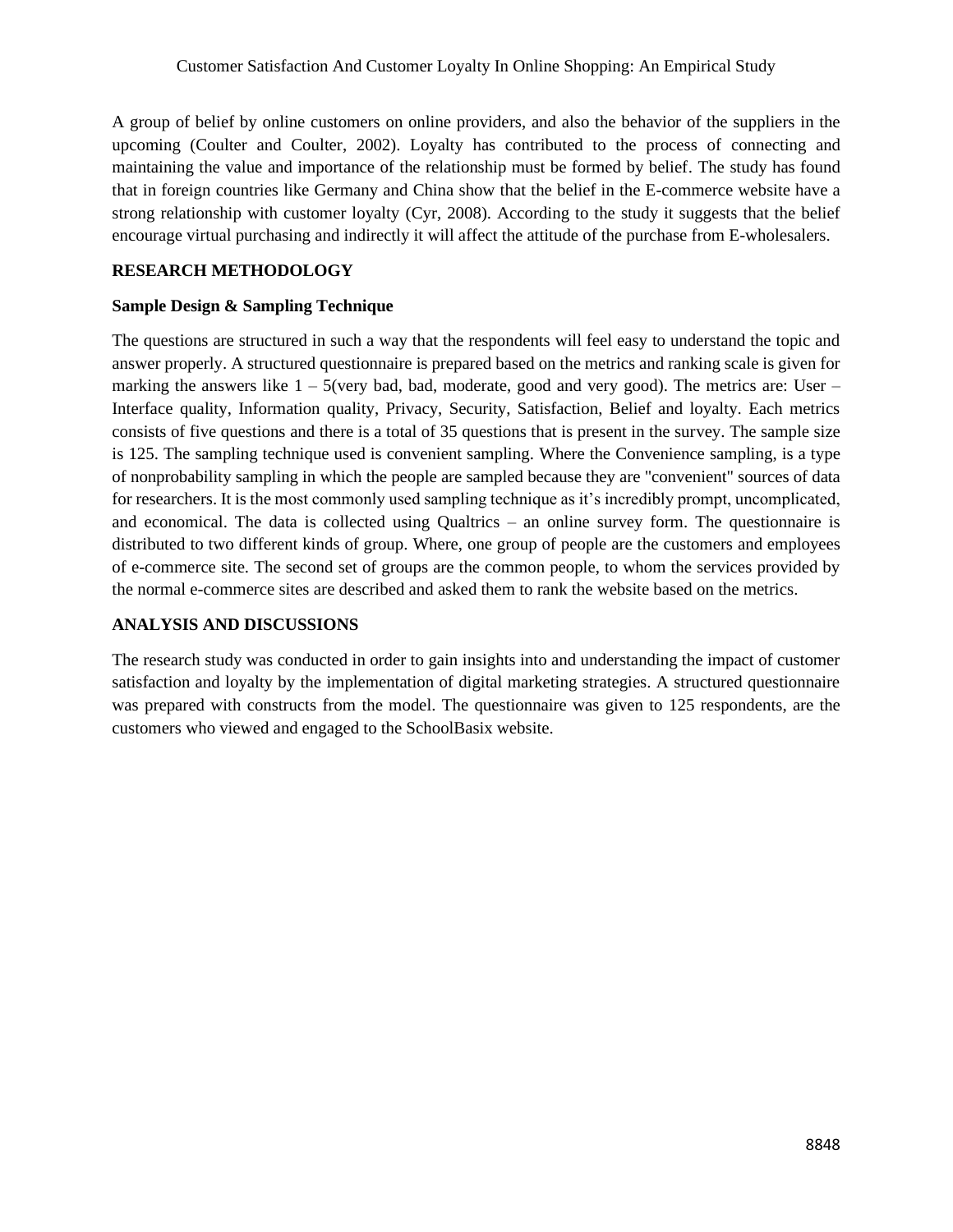A group of belief by online customers on online providers, and also the behavior of the suppliers in the upcoming (Coulter and Coulter, 2002). Loyalty has contributed to the process of connecting and maintaining the value and importance of the relationship must be formed by belief. The study has found that in foreign countries like Germany and China show that the belief in the E-commerce website have a strong relationship with customer loyalty (Cyr, 2008). According to the study it suggests that the belief encourage virtual purchasing and indirectly it will affect the attitude of the purchase from E-wholesalers.

## RESEARCH METHODOLOGY

### Sample Design & Sampling Technique

The questions are structured in such a way that the respondents will feel easy to understand the topic and answer properly. A structured questionnaire is prepared based on the metrics and ranking scale is given for marking the answers like 1 – 5(very bad, bad, moderate, good and very good). The metrics are: User – Interface quality, Information quality, Privacy, Security, Satisfaction, Belief and loyalty. Each metrics consists of five questions and there is a total of 35 questions that is present in the survey. The sample size is 125. The sampling technique used is convenient sampling. Where the Convenience sampling, is a type of nonprobability sampling in which the people are sampled because they are "convenient" sources of data for researchers. It is the most commonly used sampling technique as it's incredibly prompt, uncomplicated, and economical. The data is collected using Qualtrics – an online survey form. The questionnaire is distributed to two different kinds of group. Where, one group of people are the customers and employees of e-commerce site. The second set of groups are the common people, to whom the services provided by the normal e-commerce sites are described and asked them to rank the website based on the metrics.

## ANALYSIS AND DISCUSSIONS

The research study was conducted in order to gain insights into and understanding the impact of customer satisfaction and loyalty by the implementation of digital marketing strategies. A structured questionnaire was prepared with constructs from the model. The questionnaire was given to 125 respondents, are the customers who viewed and engaged to the SchoolBasix website.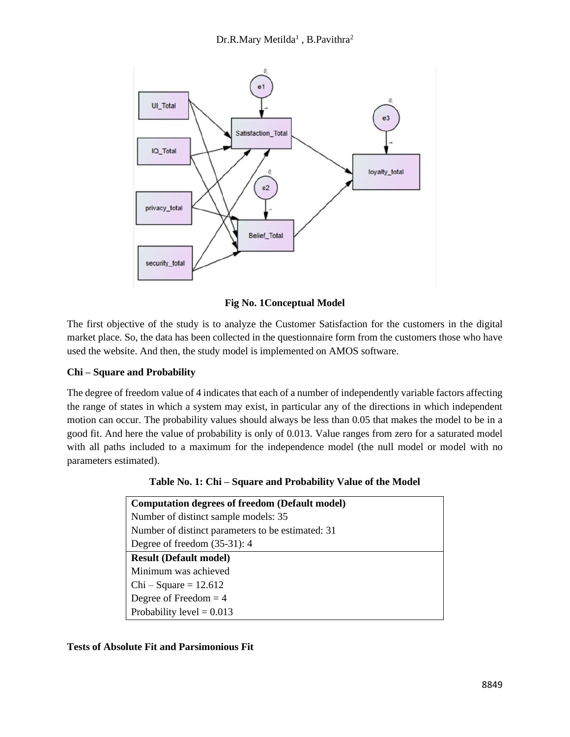**Fig No. 1Conceptual Model**

The first objective of the study is to analyze the Customer Satisfaction for the customers in the digital market place. So, the data has been collected in the questionnaire form from the customers those who have used the website. And then, the study model is implemented on AMOS software.

**Chi – Square and Probability**

The degree of freedom value of 4 indicates that each of a number of independently variable factors affecting the range of states in which a system may exist, in particular any of the directions in which independent motion can occur. The probability values should always be less than 0.05 that makes the model to be in a good fit. And here the value of probability is only of 0.013. Value ranges from zero for a saturated model with all paths included to a maximum for the independence model (the null model or model with no parameters estimated).

**Table No. 1: Chi – Square and Probability Value of the Model**

| **Computation degrees of freedom (Default model)** |
|---|
| Number of distinct sample models: 35 |
| Number of distinct parameters to be estimated: 31 |
| Degree of freedom (35-31): 4 |
| **Result (Default model)** |
| Minimum was achieved |
| Chi – Square = 12.612 |
| Degree of Freedom = 4 |
| Probability level = 0.013 |

**Tests of Absolute Fit and Parsimonious Fit**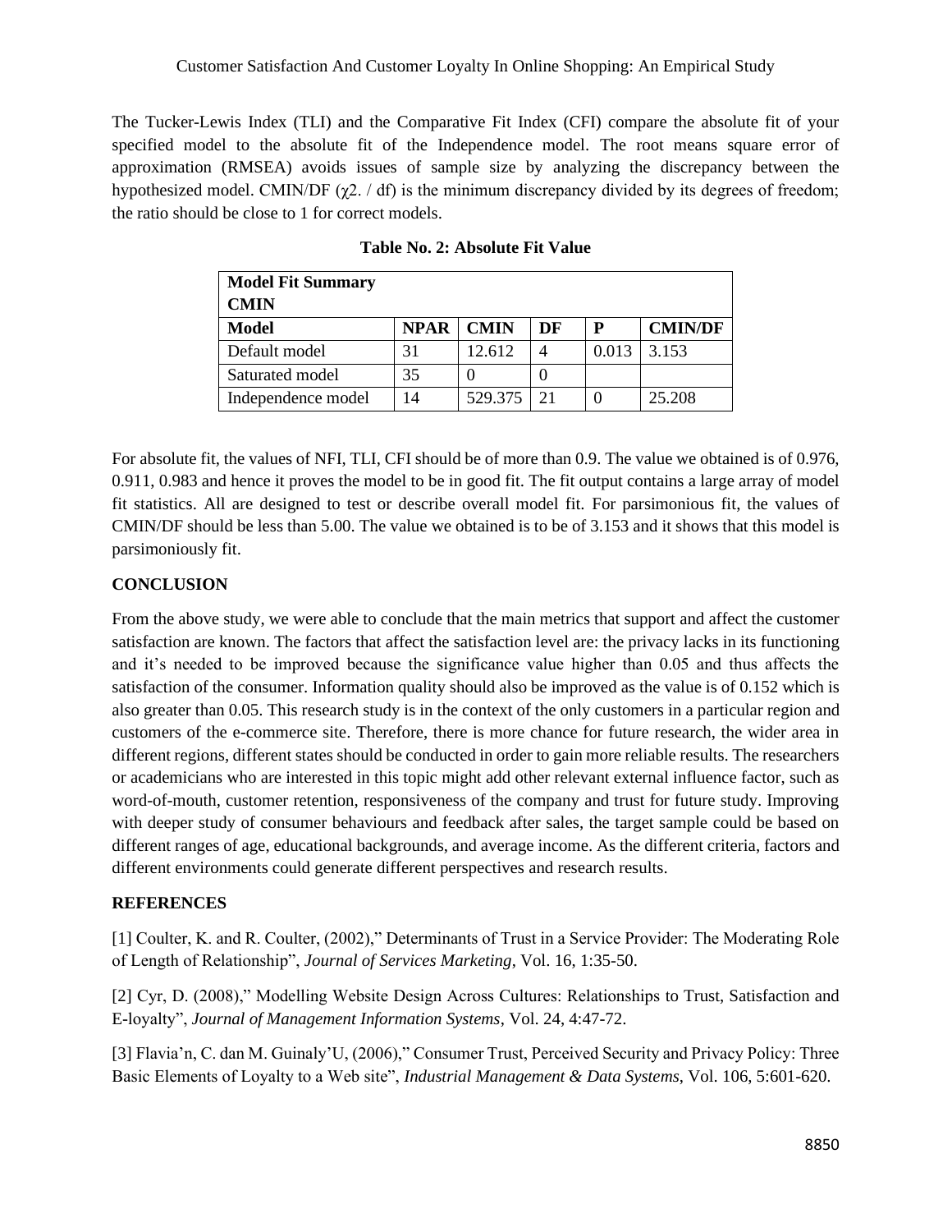The Tucker-Lewis Index (TLI) and the Comparative Fit Index (CFI) compare the absolute fit of your specified model to the absolute fit of the Independence model. The root means square error of approximation (RMSEA) avoids issues of sample size by analyzing the discrepancy between the hypothesized model. CMIN/DF ($\chi$2. / df) is the minimum discrepancy divided by its degrees of freedom; the ratio should be close to 1 for correct models.

**Table No. 2: Absolute Fit Value**

| **Model Fit Summary CMIN** | | | | | |
|---|---|---|---|---|---|
| **Model** | **NPAR** | **CMIN** | **DF** | **P** | **CMIN/DF** |
| Default model | 31 | 12.612 | 4 | 0.013 | 3.153 |
| Saturated model | 35 | 0 | 0 | | |
| Independence model | 14 | 529.375 | 21 | 0 | 25.208 |

For absolute fit, the values of NFI, TLI, CFI should be of more than 0.9. The value we obtained is of 0.976, 0.911, 0.983 and hence it proves the model to be in good fit. The fit output contains a large array of model fit statistics. All are designed to test or describe overall model fit. For parsimonious fit, the values of CMIN/DF should be less than 5.00. The value we obtained is to be of 3.153 and it shows that this model is parsimoniously fit.

## CONCLUSION

From the above study, we were able to conclude that the main metrics that support and affect the customer satisfaction are known. The factors that affect the satisfaction level are: the privacy lacks in its functioning and it's needed to be improved because the significance value higher than 0.05 and thus affects the satisfaction of the consumer. Information quality should also be improved as the value is of 0.152 which is also greater than 0.05. This research study is in the context of the only customers in a particular region and customers of the e-commerce site. Therefore, there is more chance for future research, the wider area in different regions, different states should be conducted in order to gain more reliable results. The researchers or academicians who are interested in this topic might add other relevant external influence factor, such as word-of-mouth, customer retention, responsiveness of the company and trust for future study. Improving with deeper study of consumer behaviours and feedback after sales, the target sample could be based on different ranges of age, educational backgrounds, and average income. As the different criteria, factors and different environments could generate different perspectives and research results.

## REFERENCES

[1] Coulter, K. and R. Coulter, (2002)," Determinants of Trust in a Service Provider: The Moderating Role of Length of Relationship", *Journal of Services Marketing*, Vol. 16, 1:35-50.

[2] Cyr, D. (2008)," Modelling Website Design Across Cultures: Relationships to Trust, Satisfaction and E-loyalty", *Journal of Management Information Systems*, Vol. 24, 4:47-72.

[3] Flavia'n, C. dan M. Guinaly'U, (2006)," Consumer Trust, Perceived Security and Privacy Policy: Three Basic Elements of Loyalty to a Web site", *Industrial Management & Data Systems*, Vol. 106, 5:601-620.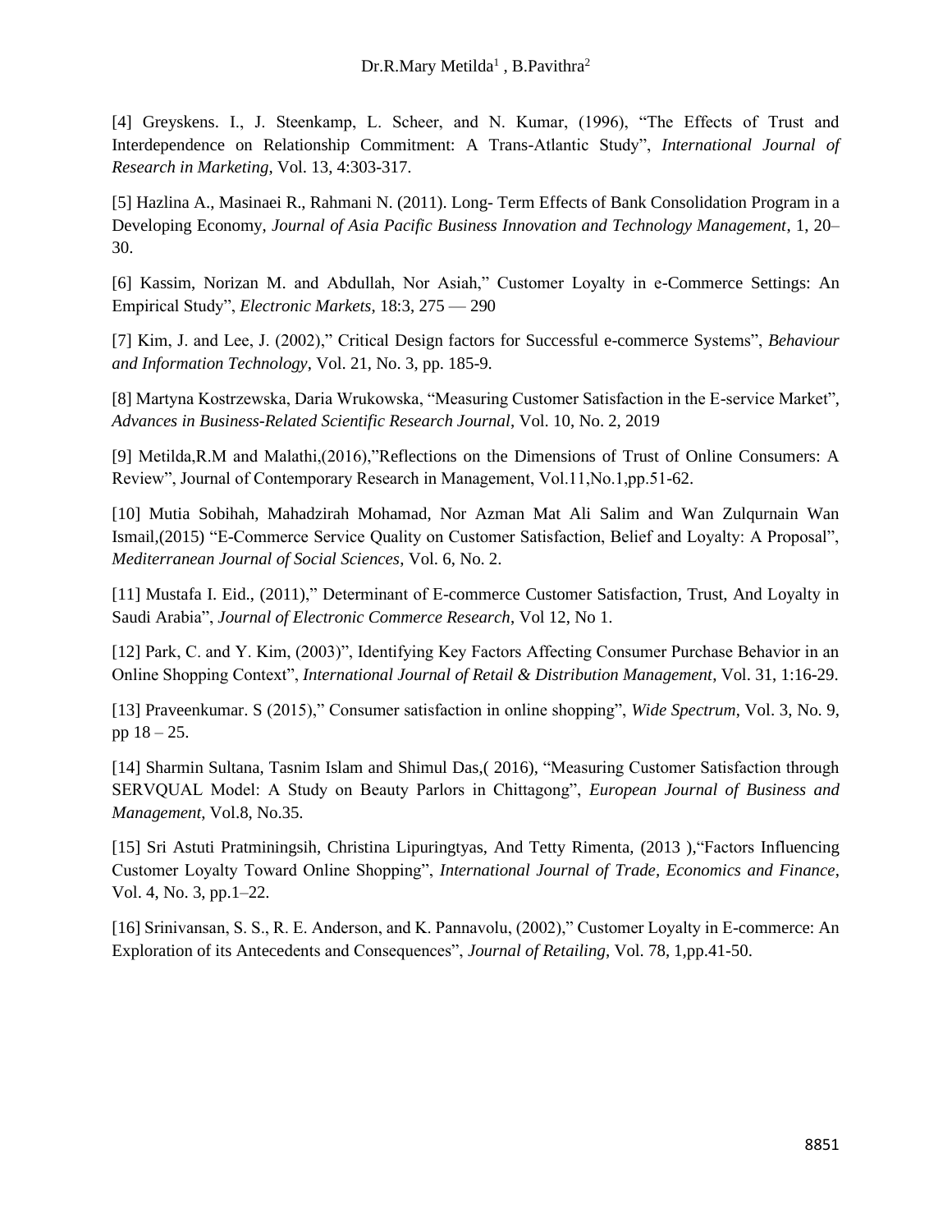[4] Greyskens. I., J. Steenkamp, L. Scheer, and N. Kumar, (1996), "The Effects of Trust and Interdependence on Relationship Commitment: A Trans-Atlantic Study", *International Journal of Research in Marketing*, Vol. 13, 4:303-317.

[5] Hazlina A., Masinaei R., Rahmani N. (2011). Long- Term Effects of Bank Consolidation Program in a Developing Economy, *Journal of Asia Pacific Business Innovation and Technology Management*, 1, 20–30.

[6] Kassim, Norizan M. and Abdullah, Nor Asiah," Customer Loyalty in e-Commerce Settings: An Empirical Study", *Electronic Markets*, 18:3, 275 — 290

[7] Kim, J. and Lee, J. (2002)," Critical Design factors for Successful e-commerce Systems", *Behaviour and Information Technology*, Vol. 21, No. 3, pp. 185-9.

[8] Martyna Kostrzewska, Daria Wrukowska, "Measuring Customer Satisfaction in the E-service Market", *Advances in Business-Related Scientific Research Journal*, Vol. 10, No. 2, 2019

[9] Metilda,R.M and Malathi,(2016),"Reflections on the Dimensions of Trust of Online Consumers: A Review", Journal of Contemporary Research in Management, Vol.11,No.1,pp.51-62.

[10] Mutia Sobihah, Mahadzirah Mohamad, Nor Azman Mat Ali Salim and Wan Zulqurnain Wan Ismail,(2015) "E-Commerce Service Quality on Customer Satisfaction, Belief and Loyalty: A Proposal", *Mediterranean Journal of Social Sciences*, Vol. 6, No. 2.

[11] Mustafa I. Eid., (2011)," Determinant of E-commerce Customer Satisfaction, Trust, And Loyalty in Saudi Arabia", *Journal of Electronic Commerce Research*, Vol 12, No 1.

[12] Park, C. and Y. Kim, (2003)", Identifying Key Factors Affecting Consumer Purchase Behavior in an Online Shopping Context", *International Journal of Retail & Distribution Management*, Vol. 31, 1:16-29.

[13] Praveenkumar. S (2015)," Consumer satisfaction in online shopping", *Wide Spectrum*, Vol. 3, No. 9, pp 18 – 25.

[14] Sharmin Sultana, Tasnim Islam and Shimul Das,( 2016), "Measuring Customer Satisfaction through SERVQUAL Model: A Study on Beauty Parlors in Chittagong", *European Journal of Business and Management*, Vol.8, No.35.

[15] Sri Astuti Pratminingsih, Christina Lipuringtyas, And Tetty Rimenta, (2013 ),"Factors Influencing Customer Loyalty Toward Online Shopping", *International Journal of Trade, Economics and Finance*, Vol. 4, No. 3, pp.1–22.

[16] Srinivansan, S. S., R. E. Anderson, and K. Pannavolu, (2002)," Customer Loyalty in E-commerce: An Exploration of its Antecedents and Consequences", *Journal of Retailing*, Vol. 78, 1,pp.41-50.